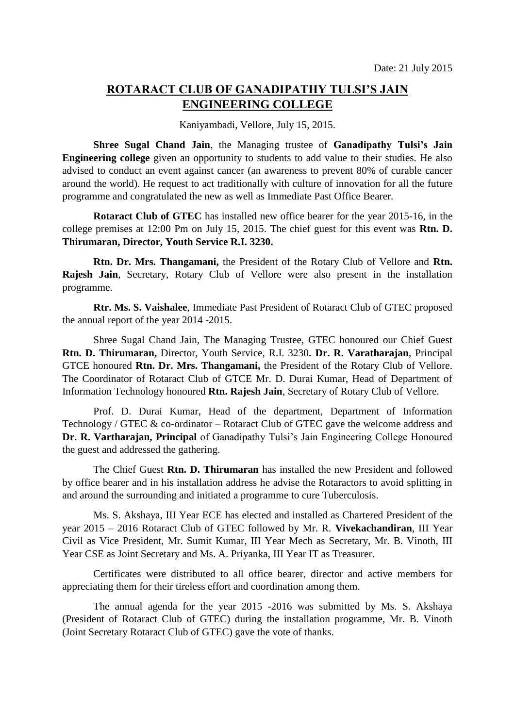Date: 21 July 2015

# ROTARACT CLUB OF GANADIPATHY TULSI'S JAIN ENGINEERING COLLEGE

Kaniyambadi, Vellore, July 15, 2015.

**Shree Sugal Chand Jain**, the Managing trustee of **Ganadipathy Tulsi's Jain Engineering college** given an opportunity to students to add value to their studies. He also advised to conduct an event against cancer (an awareness to prevent 80% of curable cancer around the world). He request to act traditionally with culture of innovation for all the future programme and congratulated the new as well as Immediate Past Office Bearer.

**Rotaract Club of GTEC** has installed new office bearer for the year 2015-16, in the college premises at 12:00 Pm on July 15, 2015. The chief guest for this event was **Rtn. D. Thirumaran, Director, Youth Service R.I. 3230.**

**Rtn. Dr. Mrs. Thangamani,** the President of the Rotary Club of Vellore and **Rtn. Rajesh Jain**, Secretary, Rotary Club of Vellore were also present in the installation programme.

**Rtr. Ms. S. Vaishalee**, Immediate Past President of Rotaract Club of GTEC proposed the annual report of the year 2014 -2015.

Shree Sugal Chand Jain, The Managing Trustee, GTEC honoured our Chief Guest **Rtn. D. Thirumaran,** Director, Youth Service, R.I. 3230**. Dr. R. Varatharajan**, Principal GTCE honoured **Rtn. Dr. Mrs. Thangamani,** the President of the Rotary Club of Vellore. The Coordinator of Rotaract Club of GTCE Mr. D. Durai Kumar, Head of Department of Information Technology honoured **Rtn. Rajesh Jain**, Secretary of Rotary Club of Vellore.

Prof. D. Durai Kumar, Head of the department, Department of Information Technology / GTEC & co-ordinator – Rotaract Club of GTEC gave the welcome address and **Dr. R. Vartharajan, Principal** of Ganadipathy Tulsi's Jain Engineering College Honoured the guest and addressed the gathering.

The Chief Guest **Rtn. D. Thirumaran** has installed the new President and followed by office bearer and in his installation address he advise the Rotaractors to avoid splitting in and around the surrounding and initiated a programme to cure Tuberculosis.

Ms. S. Akshaya, III Year ECE has elected and installed as Chartered President of the year 2015 – 2016 Rotaract Club of GTEC followed by Mr. R. **Vivekachandiran**, III Year Civil as Vice President, Mr. Sumit Kumar, III Year Mech as Secretary, Mr. B. Vinoth, III Year CSE as Joint Secretary and Ms. A. Priyanka, III Year IT as Treasurer.

Certificates were distributed to all office bearer, director and active members for appreciating them for their tireless effort and coordination among them.

The annual agenda for the year 2015 -2016 was submitted by Ms. S. Akshaya (President of Rotaract Club of GTEC) during the installation programme, Mr. B. Vinoth (Joint Secretary Rotaract Club of GTEC) gave the vote of thanks.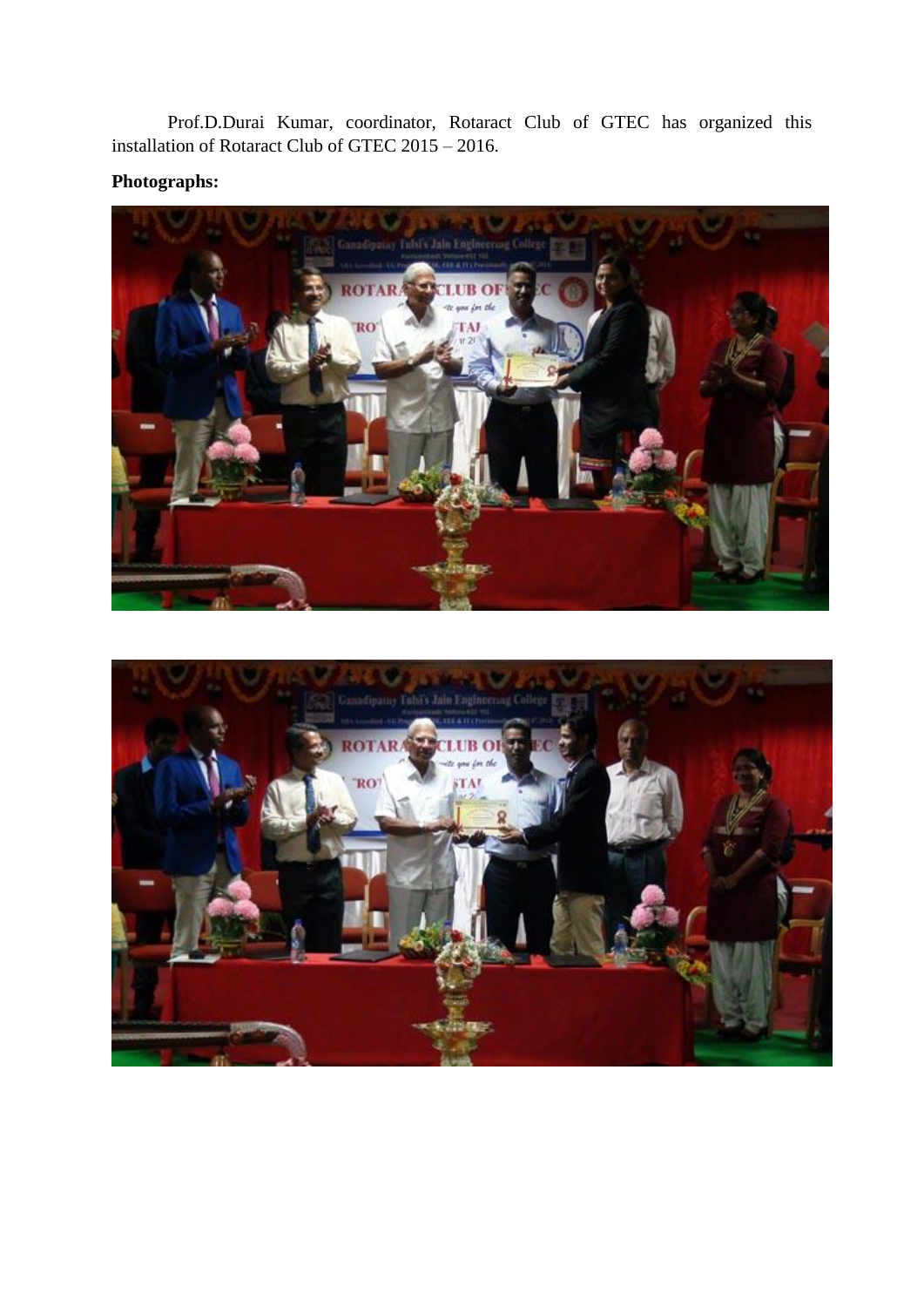Prof.D.Durai Kumar, coordinator, Rotaract Club of GTEC has organized this installation of Rotaract Club of GTEC 2015 – 2016.

**Photographs:**